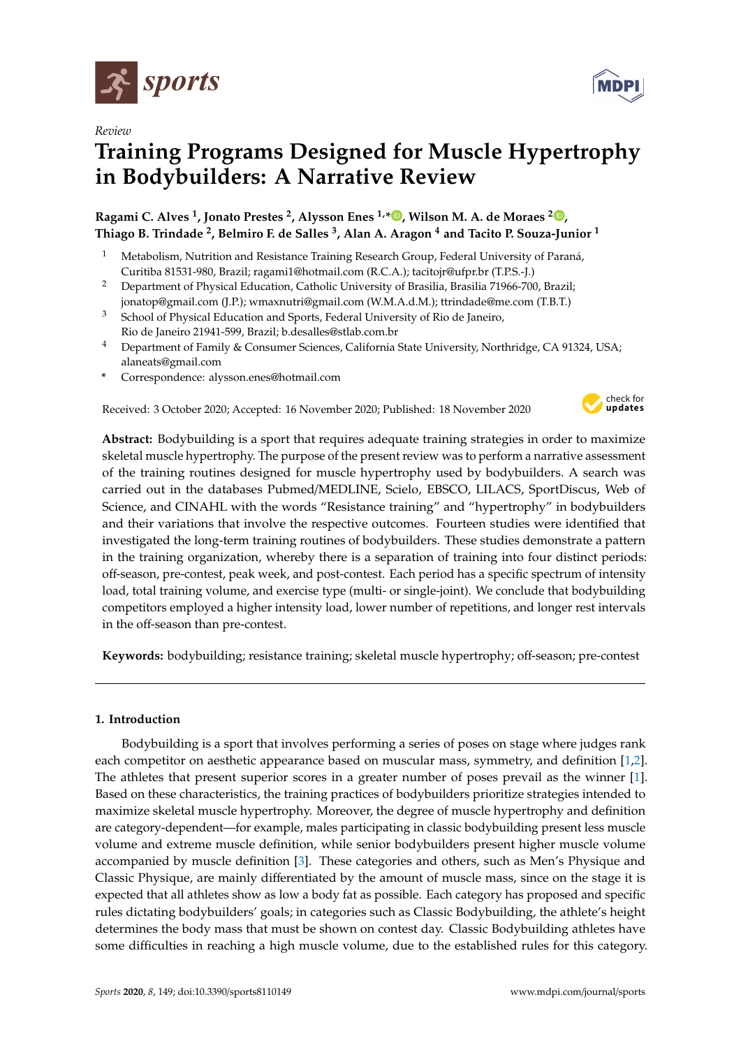*Review*

# Training Programs Designed for Muscle Hypertrophy in Bodybuilders: A Narrative Review

**Ragami C. Alves [1], Jonato Prestes [2], Alysson Enes [1,*], Wilson M. A. de Moraes [2], Thiago B. Trindade [2], Belmiro F. de Salles [3], Alan A. Aragon [4] and Tacito P. Souza-Junior [1]**

1. Metabolism, Nutrition and Resistance Training Research Group, Federal University of Paraná, Curitiba 81531-980, Brazil; ragami1@hotmail.com (R.C.A.); tacitojr@ufpr.br (T.P.S.-J.)
2. Department of Physical Education, Catholic University of Brasilia, Brasilia 71966-700, Brazil; jonatop@gmail.com (J.P.); wmaxnutri@gmail.com (W.M.A.d.M.); ttrindade@me.com (T.B.T.)
3. School of Physical Education and Sports, Federal University of Rio de Janeiro, Rio de Janeiro 21941-599, Brazil; b.desalles@stlab.com.br
4. Department of Family & Consumer Sciences, California State University, Northridge, CA 91324, USA; alaneats@gmail.com

\* Correspondence: alysson.enes@hotmail.com

Received: 3 October 2020; Accepted: 16 November 2020; Published: 18 November 2020

**Abstract:** Bodybuilding is a sport that requires adequate training strategies in order to maximize skeletal muscle hypertrophy. The purpose of the present review was to perform a narrative assessment of the training routines designed for muscle hypertrophy used by bodybuilders. A search was carried out in the databases Pubmed/MEDLINE, Scielo, EBSCO, LILACS, SportDiscus, Web of Science, and CINAHL with the words "Resistance training" and "hypertrophy" in bodybuilders and their variations that involve the respective outcomes. Fourteen studies were identified that investigated the long-term training routines of bodybuilders. These studies demonstrate a pattern in the training organization, whereby there is a separation of training into four distinct periods: off-season, pre-contest, peak week, and post-contest. Each period has a specific spectrum of intensity load, total training volume, and exercise type (multi- or single-joint). We conclude that bodybuilding competitors employed a higher intensity load, lower number of repetitions, and longer rest intervals in the off-season than pre-contest.

**Keywords:** bodybuilding; resistance training; skeletal muscle hypertrophy; off-season; pre-contest

## 1. Introduction

Bodybuilding is a sport that involves performing a series of poses on stage where judges rank each competitor on aesthetic appearance based on muscular mass, symmetry, and definition [1,2]. The athletes that present superior scores in a greater number of poses prevail as the winner [1]. Based on these characteristics, the training practices of bodybuilders prioritize strategies intended to maximize skeletal muscle hypertrophy. Moreover, the degree of muscle hypertrophy and definition are category-dependent—for example, males participating in classic bodybuilding present less muscle volume and extreme muscle definition, while senior bodybuilders present higher muscle volume accompanied by muscle definition [3]. These categories and others, such as Men's Physique and Classic Physique, are mainly differentiated by the amount of muscle mass, since on the stage it is expected that all athletes show as low a body fat as possible. Each category has proposed and specific rules dictating bodybuilders' goals; in categories such as Classic Bodybuilding, the athlete's height determines the body mass that must be shown on contest day. Classic Bodybuilding athletes have some difficulties in reaching a high muscle volume, due to the established rules for this category.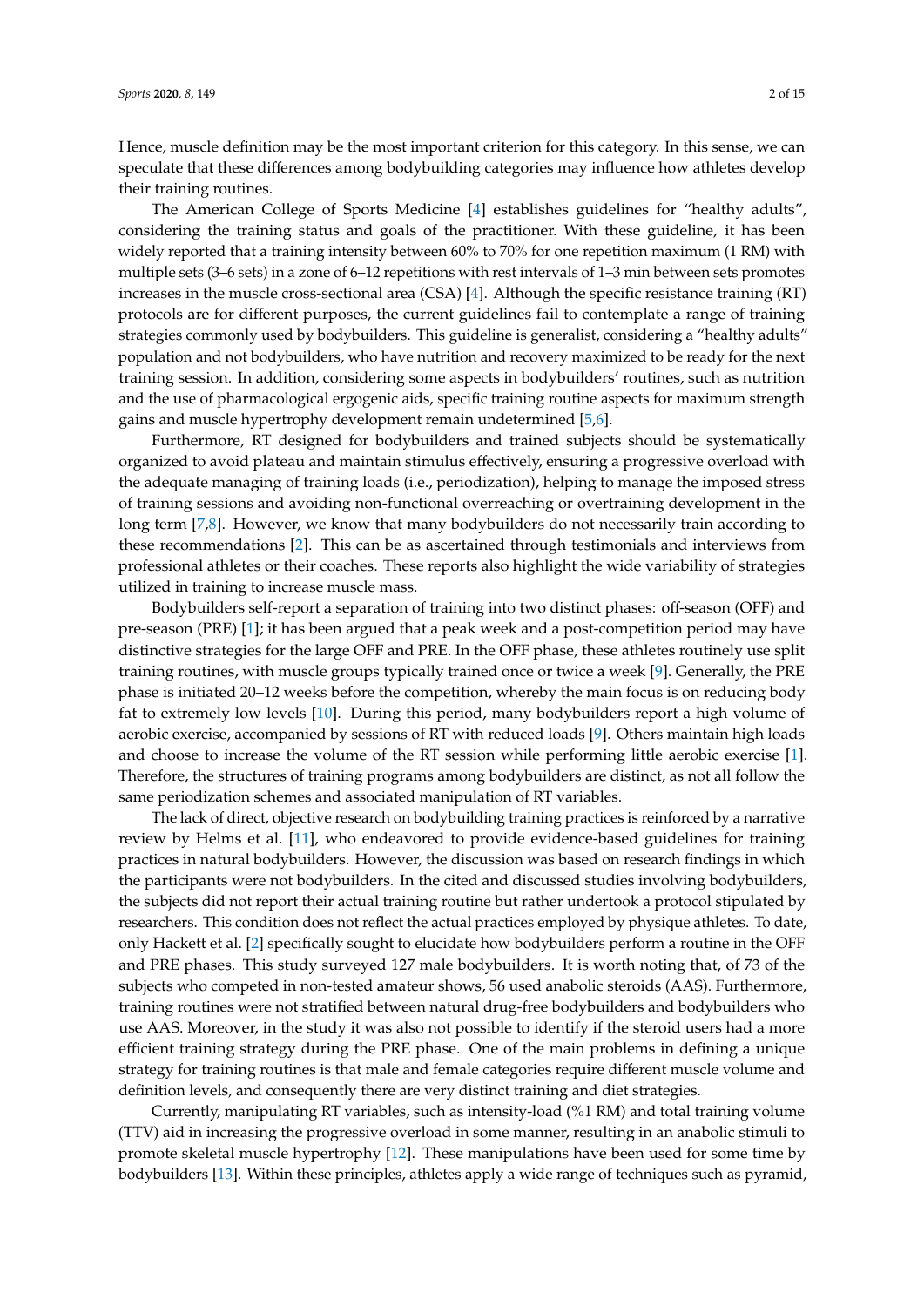Hence, muscle definition may be the most important criterion for this category. In this sense, we can speculate that these differences among bodybuilding categories may influence how athletes develop their training routines.

The American College of Sports Medicine [4] establishes guidelines for "healthy adults", considering the training status and goals of the practitioner. With these guideline, it has been widely reported that a training intensity between 60% to 70% for one repetition maximum (1 RM) with multiple sets (3–6 sets) in a zone of 6–12 repetitions with rest intervals of 1–3 min between sets promotes increases in the muscle cross-sectional area (CSA) [4]. Although the specific resistance training (RT) protocols are for different purposes, the current guidelines fail to contemplate a range of training strategies commonly used by bodybuilders. This guideline is generalist, considering a "healthy adults" population and not bodybuilders, who have nutrition and recovery maximized to be ready for the next training session. In addition, considering some aspects in bodybuilders' routines, such as nutrition and the use of pharmacological ergogenic aids, specific training routine aspects for maximum strength gains and muscle hypertrophy development remain undetermined [5,6].

Furthermore, RT designed for bodybuilders and trained subjects should be systematically organized to avoid plateau and maintain stimulus effectively, ensuring a progressive overload with the adequate managing of training loads (i.e., periodization), helping to manage the imposed stress of training sessions and avoiding non-functional overreaching or overtraining development in the long term [7,8]. However, we know that many bodybuilders do not necessarily train according to these recommendations [2]. This can be as ascertained through testimonials and interviews from professional athletes or their coaches. These reports also highlight the wide variability of strategies utilized in training to increase muscle mass.

Bodybuilders self-report a separation of training into two distinct phases: off-season (OFF) and pre-season (PRE) [1]; it has been argued that a peak week and a post-competition period may have distinctive strategies for the large OFF and PRE. In the OFF phase, these athletes routinely use split training routines, with muscle groups typically trained once or twice a week [9]. Generally, the PRE phase is initiated 20–12 weeks before the competition, whereby the main focus is on reducing body fat to extremely low levels [10]. During this period, many bodybuilders report a high volume of aerobic exercise, accompanied by sessions of RT with reduced loads [9]. Others maintain high loads and choose to increase the volume of the RT session while performing little aerobic exercise [1]. Therefore, the structures of training programs among bodybuilders are distinct, as not all follow the same periodization schemes and associated manipulation of RT variables.

The lack of direct, objective research on bodybuilding training practices is reinforced by a narrative review by Helms et al. [11], who endeavored to provide evidence-based guidelines for training practices in natural bodybuilders. However, the discussion was based on research findings in which the participants were not bodybuilders. In the cited and discussed studies involving bodybuilders, the subjects did not report their actual training routine but rather undertook a protocol stipulated by researchers. This condition does not reflect the actual practices employed by physique athletes. To date, only Hackett et al. [2] specifically sought to elucidate how bodybuilders perform a routine in the OFF and PRE phases. This study surveyed 127 male bodybuilders. It is worth noting that, of 73 of the subjects who competed in non-tested amateur shows, 56 used anabolic steroids (AAS). Furthermore, training routines were not stratified between natural drug-free bodybuilders and bodybuilders who use AAS. Moreover, in the study it was also not possible to identify if the steroid users had a more efficient training strategy during the PRE phase. One of the main problems in defining a unique strategy for training routines is that male and female categories require different muscle volume and definition levels, and consequently there are very distinct training and diet strategies.

Currently, manipulating RT variables, such as intensity-load (%1 RM) and total training volume (TTV) aid in increasing the progressive overload in some manner, resulting in an anabolic stimuli to promote skeletal muscle hypertrophy [12]. These manipulations have been used for some time by bodybuilders [13]. Within these principles, athletes apply a wide range of techniques such as pyramid,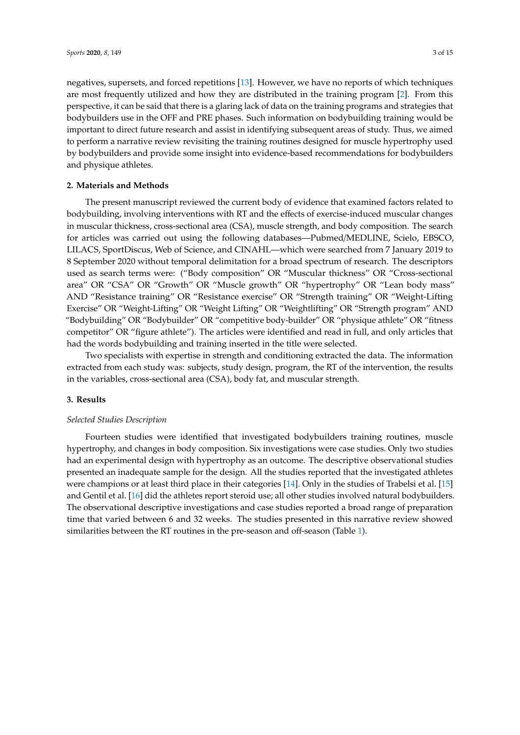negatives, supersets, and forced repetitions [13]. However, we have no reports of which techniques are most frequently utilized and how they are distributed in the training program [2]. From this perspective, it can be said that there is a glaring lack of data on the training programs and strategies that bodybuilders use in the OFF and PRE phases. Such information on bodybuilding training would be important to direct future research and assist in identifying subsequent areas of study. Thus, we aimed to perform a narrative review revisiting the training routines designed for muscle hypertrophy used by bodybuilders and provide some insight into evidence-based recommendations for bodybuilders and physique athletes.

## 2. Materials and Methods

The present manuscript reviewed the current body of evidence that examined factors related to bodybuilding, involving interventions with RT and the effects of exercise-induced muscular changes in muscular thickness, cross-sectional area (CSA), muscle strength, and body composition. The search for articles was carried out using the following databases—Pubmed/MEDLINE, Scielo, EBSCO, LILACS, SportDiscus, Web of Science, and CINAHL—which were searched from 7 January 2019 to 8 September 2020 without temporal delimitation for a broad spectrum of research. The descriptors used as search terms were: ("Body composition" OR "Muscular thickness" OR "Cross-sectional area" OR "CSA" OR "Growth" OR "Muscle growth" OR "hypertrophy" OR "Lean body mass" AND "Resistance training" OR "Resistance exercise" OR "Strength training" OR "Weight-Lifting Exercise" OR "Weight-Lifting" OR "Weight Lifting" OR "Weightlifting" OR "Strength program" AND "Bodybuilding" OR "Bodybuilder" OR "competitive body-builder" OR "physique athlete" OR "fitness competitor" OR "figure athlete"). The articles were identified and read in full, and only articles that had the words bodybuilding and training inserted in the title were selected.

Two specialists with expertise in strength and conditioning extracted the data. The information extracted from each study was: subjects, study design, program, the RT of the intervention, the results in the variables, cross-sectional area (CSA), body fat, and muscular strength.

## 3. Results

### *Selected Studies Description*

Fourteen studies were identified that investigated bodybuilders training routines, muscle hypertrophy, and changes in body composition. Six investigations were case studies. Only two studies had an experimental design with hypertrophy as an outcome. The descriptive observational studies presented an inadequate sample for the design. All the studies reported that the investigated athletes were champions or at least third place in their categories [14]. Only in the studies of Trabelsi et al. [15] and Gentil et al. [16] did the athletes report steroid use; all other studies involved natural bodybuilders. The observational descriptive investigations and case studies reported a broad range of preparation time that varied between 6 and 32 weeks. The studies presented in this narrative review showed similarities between the RT routines in the pre-season and off-season (Table 1).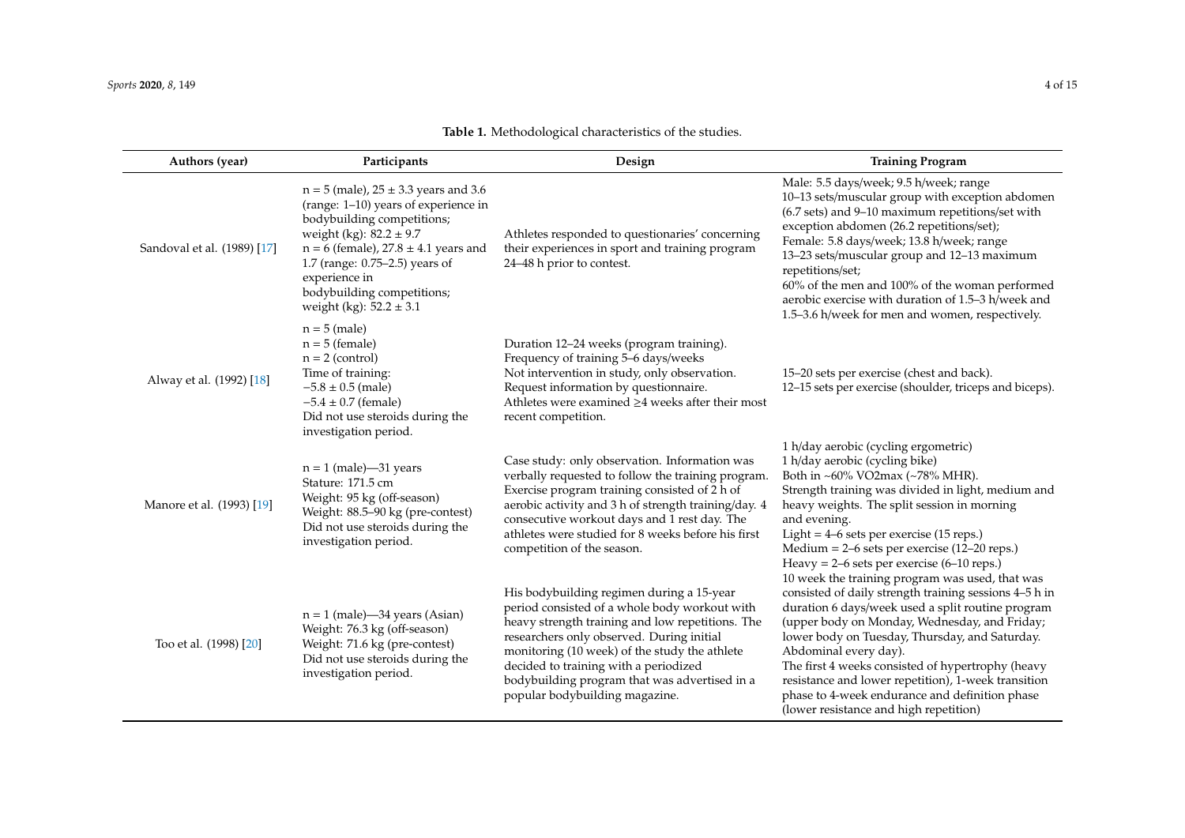**Table 1.** Methodological characteristics of the studies.

| Authors (year) | Participants | Design | Training Program |
|---|---|---|---|
| Sandoval et al. (1989) [17] | n = 5 (male), 25 ± 3.3 years and 3.6 (range: 1–10) years of experience in bodybuilding competitions; weight (kg): 82.2 ± 9.7<br>n = 6 (female), 27.8 ± 4.1 years and 1.7 (range: 0.75–2.5) years of experience in bodybuilding competitions; weight (kg): 52.2 ± 3.1 | Athletes responded to questionaries' concerning their experiences in sport and training program 24–48 h prior to contest. | Male: 5.5 days/week; 9.5 h/week; range 10–13 sets/muscular group with exception abdomen (6.7 sets) and 9–10 maximum repetitions/set with exception abdomen (26.2 repetitions/set);<br>Female: 5.8 days/week; 13.8 h/week; range 13–23 sets/muscular group and 12–13 maximum repetitions/set;<br>60% of the men and 100% of the woman performed aerobic exercise with duration of 1.5–3 h/week and 1.5–3.6 h/week for men and women, respectively. |
| Alway et al. (1992) [18] | n = 5 (male)<br>n = 5 (female)<br>n = 2 (control)<br>Time of training:<br>−5.8 ± 0.5 (male)<br>−5.4 ± 0.7 (female)<br>Did not use steroids during the investigation period. | Duration 12–24 weeks (program training).<br>Frequency of training 5–6 days/weeks<br>Not intervention in study, only observation.<br>Request information by questionnaire.<br>Athletes were examined ≥4 weeks after their most recent competition. | 15–20 sets per exercise (chest and back).<br>12–15 sets per exercise (shoulder, triceps and biceps). |
| Manore et al. (1993) [19] | n = 1 (male)—31 years<br>Stature: 171.5 cm<br>Weight: 95 kg (off-season)<br>Weight: 88.5–90 kg (pre-contest)<br>Did not use steroids during the investigation period. | Case study: only observation. Information was verbally requested to follow the training program. Exercise program training consisted of 2 h of aerobic activity and 3 h of strength training/day. 4 consecutive workout days and 1 rest day. The athletes were studied for 8 weeks before his first competition of the season. | 1 h/day aerobic (cycling ergometric)<br>1 h/day aerobic (cycling bike)<br>Both in ~60% VO2max (~78% MHR).<br>Strength training was divided in light, medium and heavy weights. The split session in morning and evening.<br>Light = 4–6 sets per exercise (15 reps.)<br>Medium = 2–6 sets per exercise (12–20 reps.)<br>Heavy = 2–6 sets per exercise (6–10 reps.) |
| Too et al. (1998) [20] | n = 1 (male)—34 years (Asian)<br>Weight: 76.3 kg (off-season)<br>Weight: 71.6 kg (pre-contest)<br>Did not use steroids during the investigation period. | His bodybuilding regimen during a 15-year period consisted of a whole body workout with heavy strength training and low repetitions. The researchers only observed. During initial monitoring (10 week) of the study the athlete decided to training with a periodized bodybuilding program that was advertised in a popular bodybuilding magazine. | 10 week the training program was used, that was consisted of daily strength training sessions 4–5 h in duration 6 days/week used a split routine program (upper body on Monday, Wednesday, and Friday; lower body on Tuesday, Thursday, and Saturday. Abdominal every day).<br>The first 4 weeks consisted of hypertrophy (heavy resistance and lower repetition), 1-week transition phase to 4-week endurance and definition phase (lower resistance and high repetition) |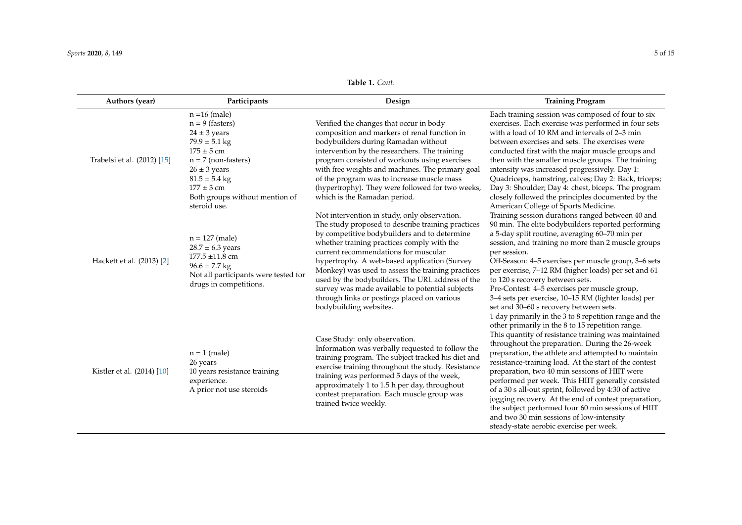**Table 1.** *Cont.*

| Authors (year) | Participants | Design | Training Program |
| --- | --- | --- | --- |
| Trabelsi et al. (2012) [15] | n =16 (male)<br>n = 9 (fasters)<br>24 ± 3 years<br>79.9 ± 5.1 kg<br>175 ± 5 cm<br>n = 7 (non-fasters)<br>26 ± 3 years<br>81.5 ± 5.4 kg<br>177 ± 3 cm<br>Both groups without mention of steroid use. | Verified the changes that occur in body composition and markers of renal function in bodybuilders during Ramadan without intervention by the researchers. The training program consisted of workouts using exercises with free weights and machines. The primary goal of the program was to increase muscle mass (hypertrophy). They were followed for two weeks, which is the Ramadan period. | Each training session was composed of four to six exercises. Each exercise was performed in four sets with a load of 10 RM and intervals of 2–3 min between exercises and sets. The exercises were conducted first with the major muscle groups and then with the smaller muscle groups. The training intensity was increased progressively. Day 1: Quadriceps, hamstring, calves; Day 2: Back, triceps; Day 3: Shoulder; Day 4: chest, biceps. The program closely followed the principles documented by the American College of Sports Medicine. |
| Hackett et al. (2013) [2] | n = 127 (male)<br>28.7 ± 6.3 years<br>177.5 ±11.8 cm<br>96.6 ± 7.7 kg<br>Not all participants were tested for drugs in competitions. | Not intervention in study, only observation. The study proposed to describe training practices by competitive bodybuilders and to determine whether training practices comply with the current recommendations for muscular hypertrophy. A web-based application (Survey Monkey) was used to assess the training practices used by the bodybuilders. The URL address of the survey was made available to potential subjects through links or postings placed on various bodybuilding websites. | Training session durations ranged between 40 and 90 min. The elite bodybuilders reported performing a 5-day split routine, averaging 60–70 min per session, and training no more than 2 muscle groups per session.<br>Off-Season: 4–5 exercises per muscle group, 3–6 sets per exercise, 7–12 RM (higher loads) per set and 61 to 120 s recovery between sets.<br>Pre-Contest: 4–5 exercises per muscle group, 3–4 sets per exercise, 10–15 RM (lighter loads) per set and 30–60 s recovery between sets. |
| Kistler et al. (2014) [10] | n = 1 (male)<br>26 years<br>10 years resistance training experience.<br>A prior not use steroids | Case Study: only observation.<br>Information was verbally requested to follow the training program. The subject tracked his diet and exercise training throughout the study. Resistance training was performed 5 days of the week, approximately 1 to 1.5 h per day, throughout contest preparation. Each muscle group was trained twice weekly. | 1 day primarily in the 3 to 8 repetition range and the other primarily in the 8 to 15 repetition range.<br>This quantity of resistance training was maintained throughout the preparation. During the 26-week preparation, the athlete and attempted to maintain resistance-training load. At the start of the contest preparation, two 40 min sessions of HIIT were performed per week. This HIIT generally consisted of a 30 s all-out sprint, followed by 4:30 of active jogging recovery. At the end of contest preparation, the subject performed four 60 min sessions of HIIT and two 30 min sessions of low-intensity steady-state aerobic exercise per week. |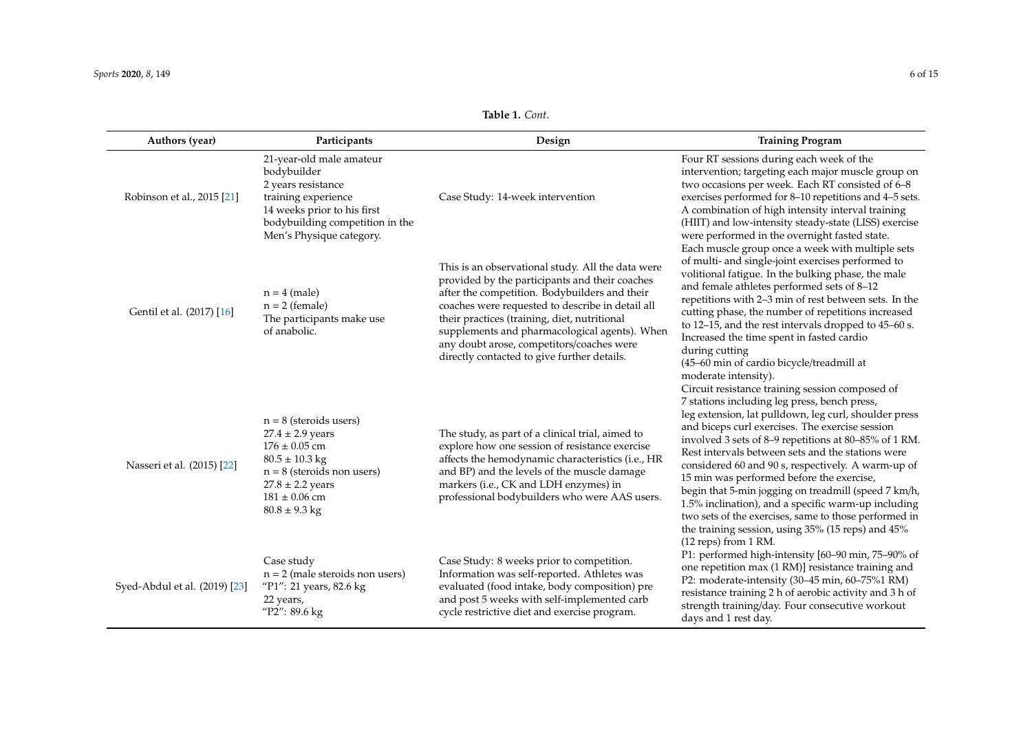**Table 1.** *Cont.*

| Authors (year) | Participants | Design | Training Program |
|---|---|---|---|
| Robinson et al., 2015 [21] | 21-year-old male amateur bodybuilder 2 years resistance training experience 14 weeks prior to his first bodybuilding competition in the Men's Physique category. | Case Study: 14-week intervention | Four RT sessions during each week of the intervention; targeting each major muscle group on two occasions per week. Each RT consisted of 6–8 exercises performed for 8–10 repetitions and 4–5 sets. A combination of high intensity interval training (HIIT) and low-intensity steady-state (LISS) exercise were performed in the overnight fasted state. |
| Gentil et al. (2017) [16] | n = 4 (male) n = 2 (female) The participants make use of anabolic. | This is an observational study. All the data were provided by the participants and their coaches after the competition. Bodybuilders and their coaches were requested to describe in detail all their practices (training, diet, nutritional supplements and pharmacological agents). When any doubt arose, competitors/coaches were directly contacted to give further details. | Each muscle group once a week with multiple sets of multi- and single-joint exercises performed to volitional fatigue. In the bulking phase, the male and female athletes performed sets of 8–12 repetitions with 2–3 min of rest between sets. In the cutting phase, the number of repetitions increased to 12–15, and the rest intervals dropped to 45–60 s. Increased the time spent in fasted cardio during cutting (45–60 min of cardio bicycle/treadmill at moderate intensity). |
| Nasseri et al. (2015) [22] | n = 8 (steroids users) 27.4 ± 2.9 years 176 ± 0.05 cm 80.5 ± 10.3 kg n = 8 (steroids non users) 27.8 ± 2.2 years 181 ± 0.06 cm 80.8 ± 9.3 kg | The study, as part of a clinical trial, aimed to explore how one session of resistance exercise affects the hemodynamic characteristics (i.e., HR and BP) and the levels of the muscle damage markers (i.e., CK and LDH enzymes) in professional bodybuilders who were AAS users. | Circuit resistance training session composed of 7 stations including leg press, bench press, leg extension, lat pulldown, leg curl, shoulder press and biceps curl exercises. The exercise session involved 3 sets of 8–9 repetitions at 80–85% of 1 RM. Rest intervals between sets and the stations were considered 60 and 90 s, respectively. A warm-up of 15 min was performed before the exercise, begin that 5-min jogging on treadmill (speed 7 km/h, 1.5% inclination), and a specific warm-up including two sets of the exercises, same to those performed in the training session, using 35% (15 reps) and 45% (12 reps) from 1 RM. |
| Syed-Abdul et al. (2019) [23] | Case study n = 2 (male steroids non users) "P1": 21 years, 82.6 kg 22 years, "P2": 89.6 kg | Case Study: 8 weeks prior to competition. Information was self-reported. Athletes was evaluated (food intake, body composition) pre and post 5 weeks with self-implemented carb cycle restrictive diet and exercise program. | P1: performed high-intensity [60–90 min, 75–90% of one repetition max (1 RM)] resistance training and P2: moderate-intensity (30–45 min, 60–75%1 RM) resistance training 2 h of aerobic activity and 3 h of strength training/day. Four consecutive workout days and 1 rest day. |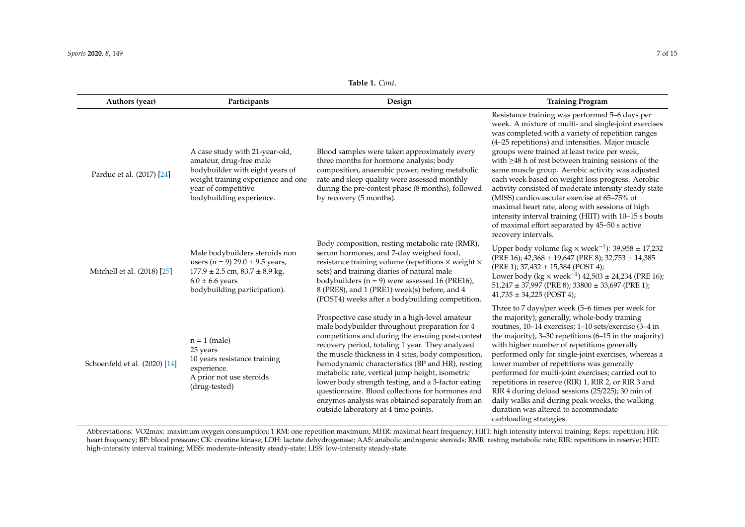**Table 1.** *Cont.*

| Authors (year) | Participants | Design | Training Program |
|---|---|---|---|
| Pardue et al. (2017) [24] | A case study with 21-year-old, amateur, drug-free male bodybuilder with eight years of weight training experience and one year of competitive bodybuilding experience. | Blood samples were taken approximately every three months for hormone analysis; body composition, anaerobic power, resting metabolic rate and sleep quality were assessed monthly during the pre-contest phase (8 months), followed by recovery (5 months). | Resistance training was performed 5–6 days per week. A mixture of multi- and single-joint exercises was completed with a variety of repetition ranges (4–25 repetitions) and intensities. Major muscle groups were trained at least twice per week, with ≥48 h of rest between training sessions of the same muscle group. Aerobic activity was adjusted each week based on weight loss progress. Aerobic activity consisted of moderate intensity steady state (MISS) cardiovascular exercise at 65–75% of maximal heart rate, along with sessions of high intensity interval training (HIIT) with 10–15 s bouts of maximal effort separated by 45–50 s active recovery intervals. |
| Mitchell et al. (2018) [25] | Male bodybuilders steroids non users (n = 9) 29.0 ± 9.5 years, 177.9 ± 2.5 cm, 83.7 ± 8.9 kg, 6.0 ± 6.6 years bodybuilding participation). | Body composition, resting metabolic rate (RMR), serum hormones, and 7-day weighed food, resistance training volume (repetitions × weight × sets) and training diaries of natural male bodybuilders (n = 9) were assessed 16 (PRE16), 8 (PRE8), and 1 (PRE1) week(s) before, and 4 (POST4) weeks after a bodybuilding competition. | Upper body volume (kg × week$^{-1}$): 39,958 ± 17,232 (PRE 16); 42,368 ± 19,647 (PRE 8); 32,753 ± 14,385 (PRE 1); 37,432 ± 15,384 (POST 4); Lower body (kg × week$^{-1}$) 42,503 ± 24,234 (PRE 16); 51,247 ± 37,997 (PRE 8); 33800 ± 33,697 (PRE 1); 41,735 ± 34,225 (POST 4); |
| Schoenfeld et al. (2020) [14] | n = 1 (male) 25 years 10 years resistance training experience. A prior not use steroids (drug-tested) | Prospective case study in a high-level amateur male bodybuilder throughout preparation for 4 competitions and during the ensuing post-contest recovery period, totaling 1 year. They analyzed the muscle thickness in 4 sites, body composition, hemodynamic characteristics (BP and HR), resting metabolic rate, vertical jump height, isometric lower body strength testing, and a 3-factor eating questionnaire. Blood collections for hormones and enzymes analysis was obtained separately from an outside laboratory at 4 time points. | Three to 7 days/per week (5–6 times per week for the majority); generally, whole-body training routines, 10–14 exercises; 1–10 sets/exercise (3–4 in the majority), 3–30 repetitions (6–15 in the majority) with higher number of repetitions generally performed only for single-joint exercises, whereas a lower number of repetitions was generally performed for multi-joint exercises; carried out to repetitions in reserve (RIR) 1, RIR 2, or RIR 3 and RIR 4 during deload sessions (25/225); 30 min of daily walks and during peak weeks, the walking duration was altered to accommodate carbloading strategies. |

Abbreviations: VO2max: maximum oxygen consumption; 1 RM: one repetition maximum; MHR: maximal heart frequency; HIIT: high intensity interval training; Reps: repetition; HR: heart frequency; BP: blood pressure; CK: creatine kinase; LDH: lactate dehydrogenase; AAS: anabolic androgenic steroids; RMR: resting metabolic rate; RIR: repetitions in reserve; HIIT: high-intensity interval training; MISS: moderate-intensity steady-state; LISS: low-intensity steady-state.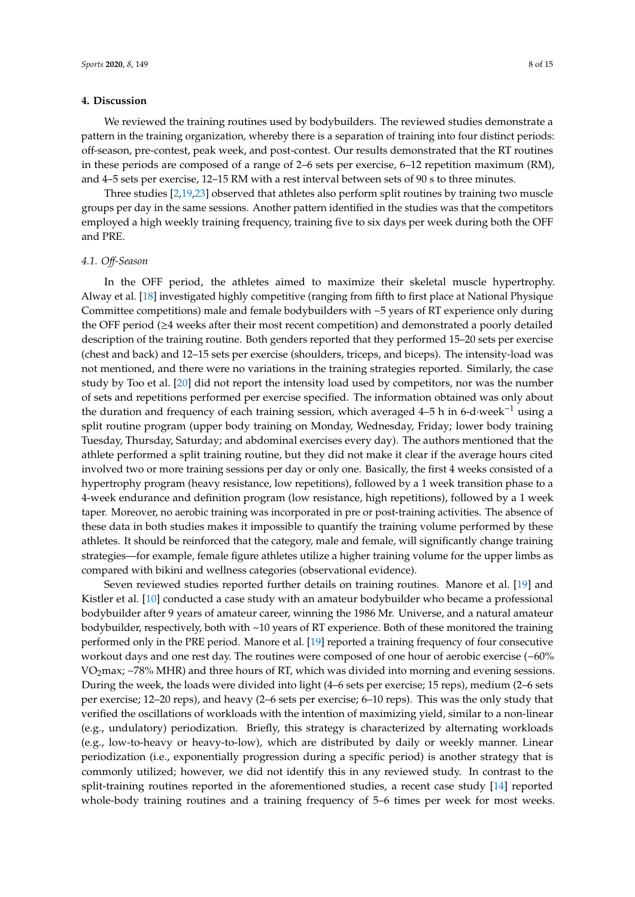## 4. Discussion

We reviewed the training routines used by bodybuilders. The reviewed studies demonstrate a pattern in the training organization, whereby there is a separation of training into four distinct periods: off-season, pre-contest, peak week, and post-contest. Our results demonstrated that the RT routines in these periods are composed of a range of 2–6 sets per exercise, 6–12 repetition maximum (RM), and 4–5 sets per exercise, 12–15 RM with a rest interval between sets of 90 s to three minutes.

Three studies [2,19,23] observed that athletes also perform split routines by training two muscle groups per day in the same sessions. Another pattern identified in the studies was that the competitors employed a high weekly training frequency, training five to six days per week during both the OFF and PRE.

### 4.1. *Off-Season*

In the OFF period, the athletes aimed to maximize their skeletal muscle hypertrophy. Alway et al. [18] investigated highly competitive (ranging from fifth to first place at National Physique Committee competitions) male and female bodybuilders with ~5 years of RT experience only during the OFF period (≥4 weeks after their most recent competition) and demonstrated a poorly detailed description of the training routine. Both genders reported that they performed 15–20 sets per exercise (chest and back) and 12–15 sets per exercise (shoulders, triceps, and biceps). The intensity-load was not mentioned, and there were no variations in the training strategies reported. Similarly, the case study by Too et al. [20] did not report the intensity load used by competitors, nor was the number of sets and repetitions performed per exercise specified. The information obtained was only about the duration and frequency of each training session, which averaged 4–5 h in 6-d·week$^{-1}$ using a split routine program (upper body training on Monday, Wednesday, Friday; lower body training Tuesday, Thursday, Saturday; and abdominal exercises every day). The authors mentioned that the athlete performed a split training routine, but they did not make it clear if the average hours cited involved two or more training sessions per day or only one. Basically, the first 4 weeks consisted of a hypertrophy program (heavy resistance, low repetitions), followed by a 1 week transition phase to a 4-week endurance and definition program (low resistance, high repetitions), followed by a 1 week taper. Moreover, no aerobic training was incorporated in pre or post-training activities. The absence of these data in both studies makes it impossible to quantify the training volume performed by these athletes. It should be reinforced that the category, male and female, will significantly change training strategies—for example, female figure athletes utilize a higher training volume for the upper limbs as compared with bikini and wellness categories (observational evidence).

Seven reviewed studies reported further details on training routines. Manore et al. [19] and Kistler et al. [10] conducted a case study with an amateur bodybuilder who became a professional bodybuilder after 9 years of amateur career, winning the 1986 Mr. Universe, and a natural amateur bodybuilder, respectively, both with ~10 years of RT experience. Both of these monitored the training performed only in the PRE period. Manore et al. [19] reported a training frequency of four consecutive workout days and one rest day. The routines were composed of one hour of aerobic exercise (~60% $VO_2$max; ~78% MHR) and three hours of RT, which was divided into morning and evening sessions. During the week, the loads were divided into light (4–6 sets per exercise; 15 reps), medium (2–6 sets per exercise; 12–20 reps), and heavy (2–6 sets per exercise; 6–10 reps). This was the only study that verified the oscillations of workloads with the intention of maximizing yield, similar to a non-linear (e.g., undulatory) periodization. Briefly, this strategy is characterized by alternating workloads (e.g., low-to-heavy or heavy-to-low), which are distributed by daily or weekly manner. Linear periodization (i.e., exponentially progression during a specific period) is another strategy that is commonly utilized; however, we did not identify this in any reviewed study. In contrast to the split-training routines reported in the aforementioned studies, a recent case study [14] reported whole-body training routines and a training frequency of 5–6 times per week for most weeks.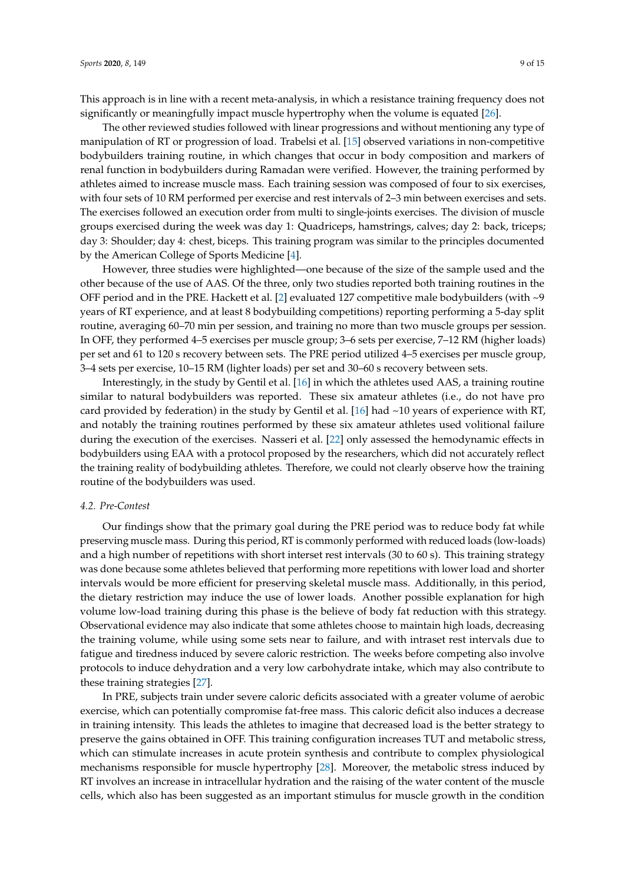This approach is in line with a recent meta-analysis, in which a resistance training frequency does not significantly or meaningfully impact muscle hypertrophy when the volume is equated [26].

The other reviewed studies followed with linear progressions and without mentioning any type of manipulation of RT or progression of load. Trabelsi et al. [15] observed variations in non-competitive bodybuilders training routine, in which changes that occur in body composition and markers of renal function in bodybuilders during Ramadan were verified. However, the training performed by athletes aimed to increase muscle mass. Each training session was composed of four to six exercises, with four sets of 10 RM performed per exercise and rest intervals of 2–3 min between exercises and sets. The exercises followed an execution order from multi to single-joints exercises. The division of muscle groups exercised during the week was day 1: Quadriceps, hamstrings, calves; day 2: back, triceps; day 3: Shoulder; day 4: chest, biceps. This training program was similar to the principles documented by the American College of Sports Medicine [4].

However, three studies were highlighted—one because of the size of the sample used and the other because of the use of AAS. Of the three, only two studies reported both training routines in the OFF period and in the PRE. Hackett et al. [2] evaluated 127 competitive male bodybuilders (with ~9 years of RT experience, and at least 8 bodybuilding competitions) reporting performing a 5-day split routine, averaging 60–70 min per session, and training no more than two muscle groups per session. In OFF, they performed 4–5 exercises per muscle group; 3–6 sets per exercise, 7–12 RM (higher loads) per set and 61 to 120 s recovery between sets. The PRE period utilized 4–5 exercises per muscle group, 3–4 sets per exercise, 10–15 RM (lighter loads) per set and 30–60 s recovery between sets.

Interestingly, in the study by Gentil et al. [16] in which the athletes used AAS, a training routine similar to natural bodybuilders was reported. These six amateur athletes (i.e., do not have pro card provided by federation) in the study by Gentil et al. [16] had ~10 years of experience with RT, and notably the training routines performed by these six amateur athletes used volitional failure during the execution of the exercises. Nasseri et al. [22] only assessed the hemodynamic effects in bodybuilders using EAA with a protocol proposed by the researchers, which did not accurately reflect the training reality of bodybuilding athletes. Therefore, we could not clearly observe how the training routine of the bodybuilders was used.

### 4.2. Pre-Contest

Our findings show that the primary goal during the PRE period was to reduce body fat while preserving muscle mass. During this period, RT is commonly performed with reduced loads (low-loads) and a high number of repetitions with short interset rest intervals (30 to 60 s). This training strategy was done because some athletes believed that performing more repetitions with lower load and shorter intervals would be more efficient for preserving skeletal muscle mass. Additionally, in this period, the dietary restriction may induce the use of lower loads. Another possible explanation for high volume low-load training during this phase is the believe of body fat reduction with this strategy. Observational evidence may also indicate that some athletes choose to maintain high loads, decreasing the training volume, while using some sets near to failure, and with intraset rest intervals due to fatigue and tiredness induced by severe caloric restriction. The weeks before competing also involve protocols to induce dehydration and a very low carbohydrate intake, which may also contribute to these training strategies [27].

In PRE, subjects train under severe caloric deficits associated with a greater volume of aerobic exercise, which can potentially compromise fat-free mass. This caloric deficit also induces a decrease in training intensity. This leads the athletes to imagine that decreased load is the better strategy to preserve the gains obtained in OFF. This training configuration increases TUT and metabolic stress, which can stimulate increases in acute protein synthesis and contribute to complex physiological mechanisms responsible for muscle hypertrophy [28]. Moreover, the metabolic stress induced by RT involves an increase in intracellular hydration and the raising of the water content of the muscle cells, which also has been suggested as an important stimulus for muscle growth in the condition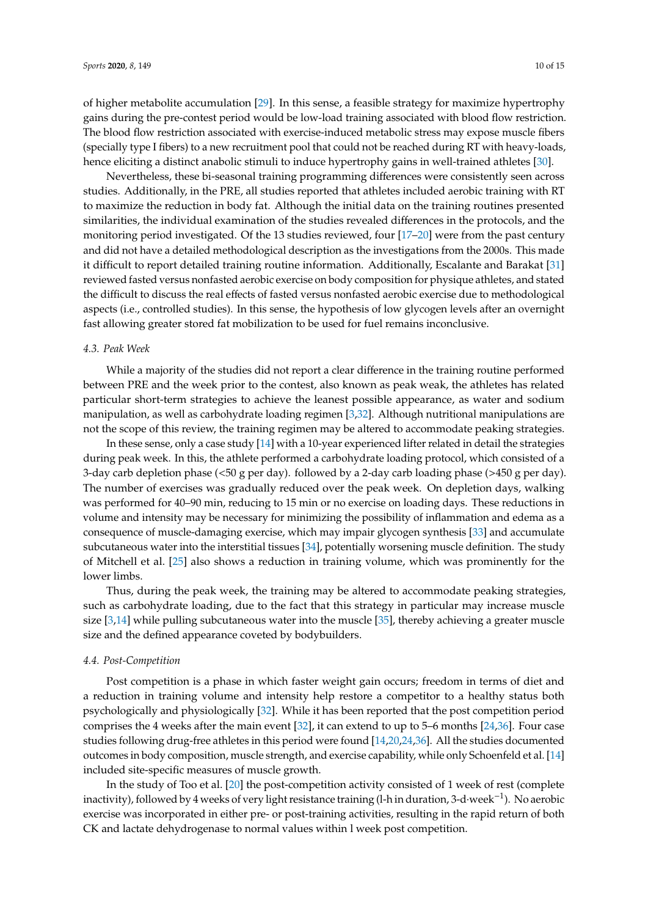of higher metabolite accumulation [29]. In this sense, a feasible strategy for maximize hypertrophy gains during the pre-contest period would be low-load training associated with blood flow restriction. The blood flow restriction associated with exercise-induced metabolic stress may expose muscle fibers (specially type I fibers) to a new recruitment pool that could not be reached during RT with heavy-loads, hence eliciting a distinct anabolic stimuli to induce hypertrophy gains in well-trained athletes [30].

Nevertheless, these bi-seasonal training programming differences were consistently seen across studies. Additionally, in the PRE, all studies reported that athletes included aerobic training with RT to maximize the reduction in body fat. Although the initial data on the training routines presented similarities, the individual examination of the studies revealed differences in the protocols, and the monitoring period investigated. Of the 13 studies reviewed, four [17–20] were from the past century and did not have a detailed methodological description as the investigations from the 2000s. This made it difficult to report detailed training routine information. Additionally, Escalante and Barakat [31] reviewed fasted versus nonfasted aerobic exercise on body composition for physique athletes, and stated the difficult to discuss the real effects of fasted versus nonfasted aerobic exercise due to methodological aspects (i.e., controlled studies). In this sense, the hypothesis of low glycogen levels after an overnight fast allowing greater stored fat mobilization to be used for fuel remains inconclusive.

### 4.3. Peak Week

While a majority of the studies did not report a clear difference in the training routine performed between PRE and the week prior to the contest, also known as peak weak, the athletes has related particular short-term strategies to achieve the leanest possible appearance, as water and sodium manipulation, as well as carbohydrate loading regimen [3,32]. Although nutritional manipulations are not the scope of this review, the training regimen may be altered to accommodate peaking strategies.

In these sense, only a case study [14] with a 10-year experienced lifter related in detail the strategies during peak week. In this, the athlete performed a carbohydrate loading protocol, which consisted of a 3-day carb depletion phase (<50 g per day). followed by a 2-day carb loading phase (>450 g per day). The number of exercises was gradually reduced over the peak week. On depletion days, walking was performed for 40–90 min, reducing to 15 min or no exercise on loading days. These reductions in volume and intensity may be necessary for minimizing the possibility of inflammation and edema as a consequence of muscle-damaging exercise, which may impair glycogen synthesis [33] and accumulate subcutaneous water into the interstitial tissues [34], potentially worsening muscle definition. The study of Mitchell et al. [25] also shows a reduction in training volume, which was prominently for the lower limbs.

Thus, during the peak week, the training may be altered to accommodate peaking strategies, such as carbohydrate loading, due to the fact that this strategy in particular may increase muscle size [3,14] while pulling subcutaneous water into the muscle [35], thereby achieving a greater muscle size and the defined appearance coveted by bodybuilders.

### 4.4. Post-Competition

Post competition is a phase in which faster weight gain occurs; freedom in terms of diet and a reduction in training volume and intensity help restore a competitor to a healthy status both psychologically and physiologically [32]. While it has been reported that the post competition period comprises the 4 weeks after the main event [32], it can extend to up to 5–6 months [24,36]. Four case studies following drug-free athletes in this period were found [14,20,24,36]. All the studies documented outcomes in body composition, muscle strength, and exercise capability, while only Schoenfeld et al. [14] included site-specific measures of muscle growth.

In the study of Too et al. [20] the post-competition activity consisted of 1 week of rest (complete inactivity), followed by 4 weeks of very light resistance training (l-h in duration, 3-d·week$^{-1}$). No aerobic exercise was incorporated in either pre- or post-training activities, resulting in the rapid return of both CK and lactate dehydrogenase to normal values within l week post competition.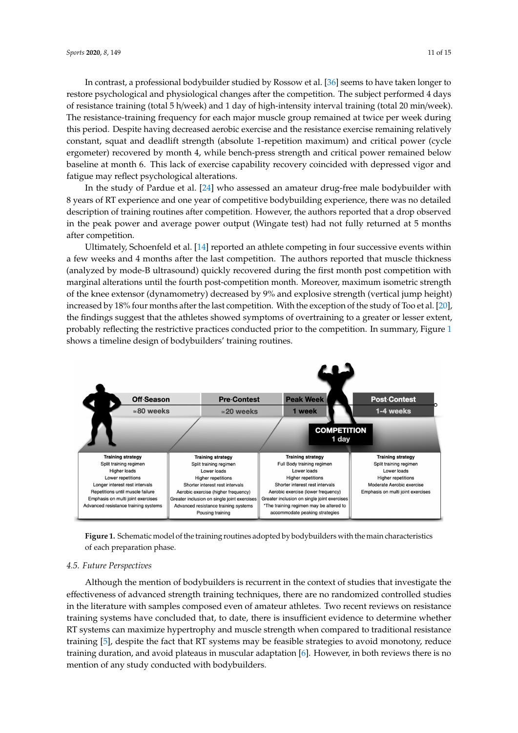In contrast, a professional bodybuilder studied by Rossow et al. [36] seems to have taken longer to restore psychological and physiological changes after the competition. The subject performed 4 days of resistance training (total 5 h/week) and 1 day of high-intensity interval training (total 20 min/week). The resistance-training frequency for each major muscle group remained at twice per week during this period. Despite having decreased aerobic exercise and the resistance exercise remaining relatively constant, squat and deadlift strength (absolute 1-repetition maximum) and critical power (cycle ergometer) recovered by month 4, while bench-press strength and critical power remained below baseline at month 6. This lack of exercise capability recovery coincided with depressed vigor and fatigue may reflect psychological alterations.

In the study of Pardue et al. [24] who assessed an amateur drug-free male bodybuilder with 8 years of RT experience and one year of competitive bodybuilding experience, there was no detailed description of training routines after competition. However, the authors reported that a drop observed in the peak power and average power output (Wingate test) had not fully returned at 5 months after competition.

Ultimately, Schoenfeld et al. [14] reported an athlete competing in four successive events within a few weeks and 4 months after the last competition. The authors reported that muscle thickness (analyzed by mode-B ultrasound) quickly recovered during the first month post competition with marginal alterations until the fourth post-competition month. Moreover, maximum isometric strength of the knee extensor (dynamometry) decreased by 9% and explosive strength (vertical jump height) increased by 18% four months after the last competition. With the exception of the study of Too et al. [20], the findings suggest that the athletes showed symptoms of overtraining to a greater or lesser extent, probably reflecting the restrictive practices conducted prior to the competition. In summary, Figure 1 shows a timeline design of bodybuilders' training routines.

| Off-Season (≈80 weeks) | Pre-Contest (≈20 weeks) | Peak Week (1 week) | Post-Contest (1-4 weeks) |
|---|---|---|---|
| **Training strategy** | **Training strategy** | **Training strategy** | **Training strategy** |
| Split training regimen | Split training regimen | Full Body training regimen | Split training regimen |
| Higher loads | Lower loads | Lower loads | Lower loads |
| Lower repetitions | Higher repetitions | Higher repetitions | Higher repetitions |
| Longer interest rest intervals | Shorter interest rest intervals | Shorter interest rest intervals | Moderate Aerobic exercise |
| Repetitions until muscle failure | Aerobic exercise (higher frequency) | Aerobic exercise (lower frequency) | Emphasis on multi joint exercises |
| Emphasis on multi joint exercises | Greater inclusion on single joint exercises | Greater inclusion on single joint exercises | |
| Advanced resistance training systems | Advanced resistance training systems | *The training regimen may be altered to accommodate peaking strategies | |
| | Pousing training | | |

COMPETITION 1 day

**Figure 1.** Schematic model of the training routines adopted by bodybuilders with the main characteristics of each preparation phase.

### 4.5. Future Perspectives

Although the mention of bodybuilders is recurrent in the context of studies that investigate the effectiveness of advanced strength training techniques, there are no randomized controlled studies in the literature with samples composed even of amateur athletes. Two recent reviews on resistance training systems have concluded that, to date, there is insufficient evidence to determine whether RT systems can maximize hypertrophy and muscle strength when compared to traditional resistance training [5], despite the fact that RT systems may be feasible strategies to avoid monotony, reduce training duration, and avoid plateaus in muscular adaptation [6]. However, in both reviews there is no mention of any study conducted with bodybuilders.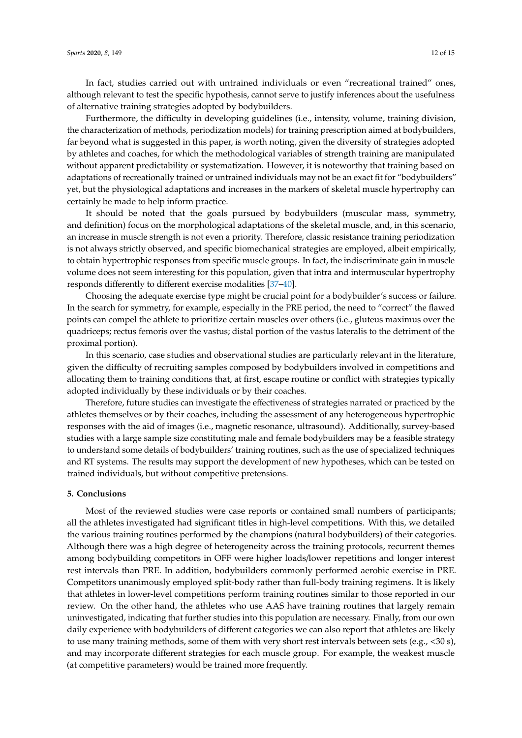In fact, studies carried out with untrained individuals or even "recreational trained" ones, although relevant to test the specific hypothesis, cannot serve to justify inferences about the usefulness of alternative training strategies adopted by bodybuilders.

Furthermore, the difficulty in developing guidelines (i.e., intensity, volume, training division, the characterization of methods, periodization models) for training prescription aimed at bodybuilders, far beyond what is suggested in this paper, is worth noting, given the diversity of strategies adopted by athletes and coaches, for which the methodological variables of strength training are manipulated without apparent predictability or systematization. However, it is noteworthy that training based on adaptations of recreationally trained or untrained individuals may not be an exact fit for "bodybuilders" yet, but the physiological adaptations and increases in the markers of skeletal muscle hypertrophy can certainly be made to help inform practice.

It should be noted that the goals pursued by bodybuilders (muscular mass, symmetry, and definition) focus on the morphological adaptations of the skeletal muscle, and, in this scenario, an increase in muscle strength is not even a priority. Therefore, classic resistance training periodization is not always strictly observed, and specific biomechanical strategies are employed, albeit empirically, to obtain hypertrophic responses from specific muscle groups. In fact, the indiscriminate gain in muscle volume does not seem interesting for this population, given that intra and intermuscular hypertrophy responds differently to different exercise modalities [37–40].

Choosing the adequate exercise type might be crucial point for a bodybuilder's success or failure. In the search for symmetry, for example, especially in the PRE period, the need to "correct" the flawed points can compel the athlete to prioritize certain muscles over others (i.e., gluteus maximus over the quadriceps; rectus femoris over the vastus; distal portion of the vastus lateralis to the detriment of the proximal portion).

In this scenario, case studies and observational studies are particularly relevant in the literature, given the difficulty of recruiting samples composed by bodybuilders involved in competitions and allocating them to training conditions that, at first, escape routine or conflict with strategies typically adopted individually by these individuals or by their coaches.

Therefore, future studies can investigate the effectiveness of strategies narrated or practiced by the athletes themselves or by their coaches, including the assessment of any heterogeneous hypertrophic responses with the aid of images (i.e., magnetic resonance, ultrasound). Additionally, survey-based studies with a large sample size constituting male and female bodybuilders may be a feasible strategy to understand some details of bodybuilders' training routines, such as the use of specialized techniques and RT systems. The results may support the development of new hypotheses, which can be tested on trained individuals, but without competitive pretensions.

## 5. Conclusions

Most of the reviewed studies were case reports or contained small numbers of participants; all the athletes investigated had significant titles in high-level competitions. With this, we detailed the various training routines performed by the champions (natural bodybuilders) of their categories. Although there was a high degree of heterogeneity across the training protocols, recurrent themes among bodybuilding competitors in OFF were higher loads/lower repetitions and longer interest rest intervals than PRE. In addition, bodybuilders commonly performed aerobic exercise in PRE. Competitors unanimously employed split-body rather than full-body training regimens. It is likely that athletes in lower-level competitions perform training routines similar to those reported in our review. On the other hand, the athletes who use AAS have training routines that largely remain uninvestigated, indicating that further studies into this population are necessary. Finally, from our own daily experience with bodybuilders of different categories we can also report that athletes are likely to use many training methods, some of them with very short rest intervals between sets (e.g., <30 s), and may incorporate different strategies for each muscle group. For example, the weakest muscle (at competitive parameters) would be trained more frequently.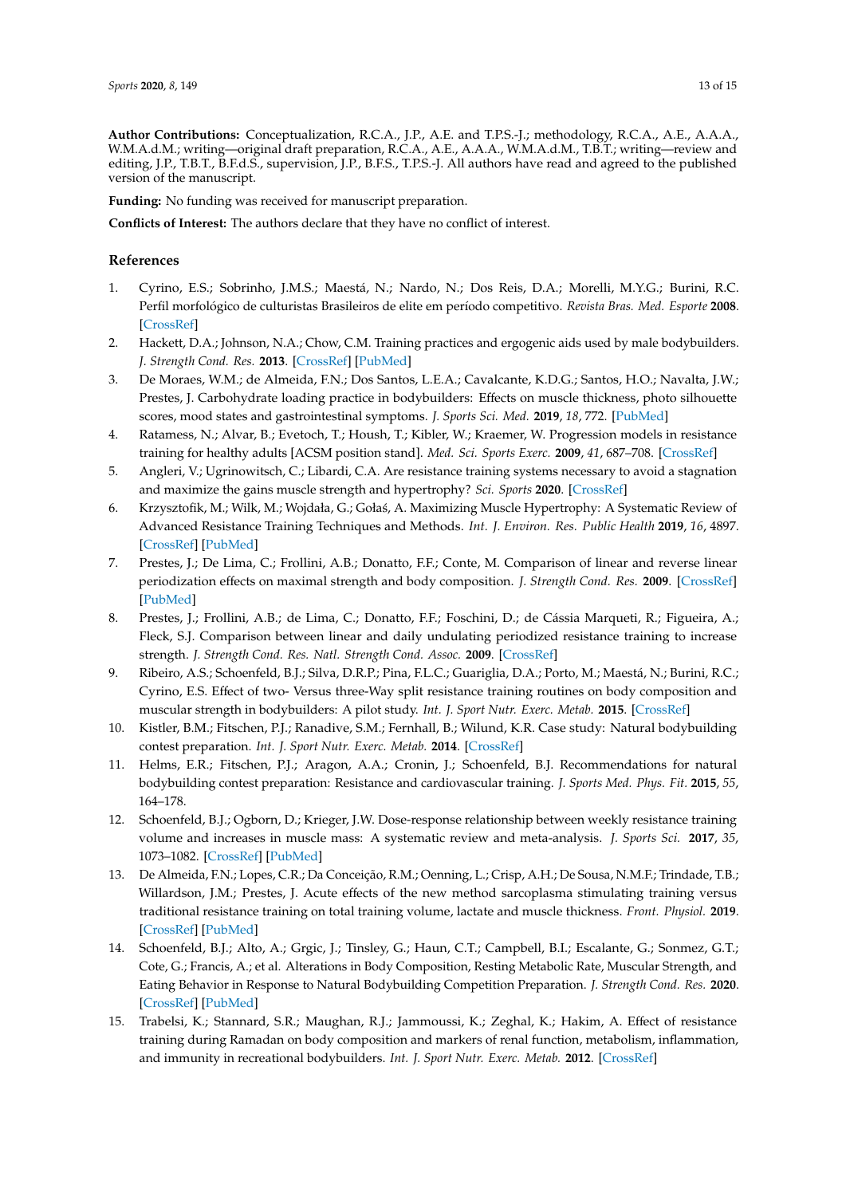**Author Contributions:** Conceptualization, R.C.A., J.P., A.E. and T.P.S.-J.; methodology, R.C.A., A.E., A.A.A., W.M.A.d.M.; writing—original draft preparation, R.C.A., A.E., A.A.A., W.M.A.d.M., T.B.T.; writing—review and editing, J.P., T.B.T., B.F.d.S., supervision, J.P., B.F.S., T.P.S.-J. All authors have read and agreed to the published version of the manuscript.

**Funding:** No funding was received for manuscript preparation.

**Conflicts of Interest:** The authors declare that they have no conflict of interest.

## References

1. Cyrino, E.S.; Sobrinho, J.M.S.; Maestá, N.; Nardo, N.; Dos Reis, D.A.; Morelli, M.Y.G.; Burini, R.C. Perfil morfológico de culturistas Brasileiros de elite em período competitivo. *Revista Bras. Med. Esporte* **2008**. [CrossRef]
2. Hackett, D.A.; Johnson, N.A.; Chow, C.M. Training practices and ergogenic aids used by male bodybuilders. *J. Strength Cond. Res.* **2013**. [CrossRef] [PubMed]
3. De Moraes, W.M.; de Almeida, F.N.; Dos Santos, L.E.A.; Cavalcante, K.D.G.; Santos, H.O.; Navalta, J.W.; Prestes, J. Carbohydrate loading practice in bodybuilders: Effects on muscle thickness, photo silhouette scores, mood states and gastrointestinal symptoms. *J. Sports Sci. Med.* **2019**, *18*, 772. [PubMed]
4. Ratamess, N.; Alvar, B.; Evetoch, T.; Housh, T.; Kibler, W.; Kraemer, W. Progression models in resistance training for healthy adults [ACSM position stand]. *Med. Sci. Sports Exerc.* **2009**, *41*, 687–708. [CrossRef]
5. Angleri, V.; Ugrinowitsch, C.; Libardi, C.A. Are resistance training systems necessary to avoid a stagnation and maximize the gains muscle strength and hypertrophy? *Sci. Sports* **2020**. [CrossRef]
6. Krzysztofik, M.; Wilk, M.; Wojdała, G.; Gołaś, A. Maximizing Muscle Hypertrophy: A Systematic Review of Advanced Resistance Training Techniques and Methods. *Int. J. Environ. Res. Public Health* **2019**, *16*, 4897. [CrossRef] [PubMed]
7. Prestes, J.; De Lima, C.; Frollini, A.B.; Donatto, F.F.; Conte, M. Comparison of linear and reverse linear periodization effects on maximal strength and body composition. *J. Strength Cond. Res.* **2009**. [CrossRef] [PubMed]
8. Prestes, J.; Frollini, A.B.; de Lima, C.; Donatto, F.F.; Foschini, D.; de Cássia Marqueti, R.; Figueira, A.; Fleck, S.J. Comparison between linear and daily undulating periodized resistance training to increase strength. *J. Strength Cond. Res. Natl. Strength Cond. Assoc.* **2009**. [CrossRef]
9. Ribeiro, A.S.; Schoenfeld, B.J.; Silva, D.R.P.; Pina, F.L.C.; Guariglia, D.A.; Porto, M.; Maestá, N.; Burini, R.C.; Cyrino, E.S. Effect of two- Versus three-Way split resistance training routines on body composition and muscular strength in bodybuilders: A pilot study. *Int. J. Sport Nutr. Exerc. Metab.* **2015**. [CrossRef]
10. Kistler, B.M.; Fitschen, P.J.; Ranadive, S.M.; Fernhall, B.; Wilund, K.R. Case study: Natural bodybuilding contest preparation. *Int. J. Sport Nutr. Exerc. Metab.* **2014**. [CrossRef]
11. Helms, E.R.; Fitschen, P.J.; Aragon, A.A.; Cronin, J.; Schoenfeld, B.J. Recommendations for natural bodybuilding contest preparation: Resistance and cardiovascular training. *J. Sports Med. Phys. Fit.* **2015**, *55*, 164–178.
12. Schoenfeld, B.J.; Ogborn, D.; Krieger, J.W. Dose-response relationship between weekly resistance training volume and increases in muscle mass: A systematic review and meta-analysis. *J. Sports Sci.* **2017**, *35*, 1073–1082. [CrossRef] [PubMed]
13. De Almeida, F.N.; Lopes, C.R.; Da Conceição, R.M.; Oenning, L.; Crisp, A.H.; De Sousa, N.M.F.; Trindade, T.B.; Willardson, J.M.; Prestes, J. Acute effects of the new method sarcoplasma stimulating training versus traditional resistance training on total training volume, lactate and muscle thickness. *Front. Physiol.* **2019**. [CrossRef] [PubMed]
14. Schoenfeld, B.J.; Alto, A.; Grgic, J.; Tinsley, G.; Haun, C.T.; Campbell, B.I.; Escalante, G.; Sonmez, G.T.; Cote, G.; Francis, A.; et al. Alterations in Body Composition, Resting Metabolic Rate, Muscular Strength, and Eating Behavior in Response to Natural Bodybuilding Competition Preparation. *J. Strength Cond. Res.* **2020**. [CrossRef] [PubMed]
15. Trabelsi, K.; Stannard, S.R.; Maughan, R.J.; Jammoussi, K.; Zeghal, K.; Hakim, A. Effect of resistance training during Ramadan on body composition and markers of renal function, metabolism, inflammation, and immunity in recreational bodybuilders. *Int. J. Sport Nutr. Exerc. Metab.* **2012**. [CrossRef]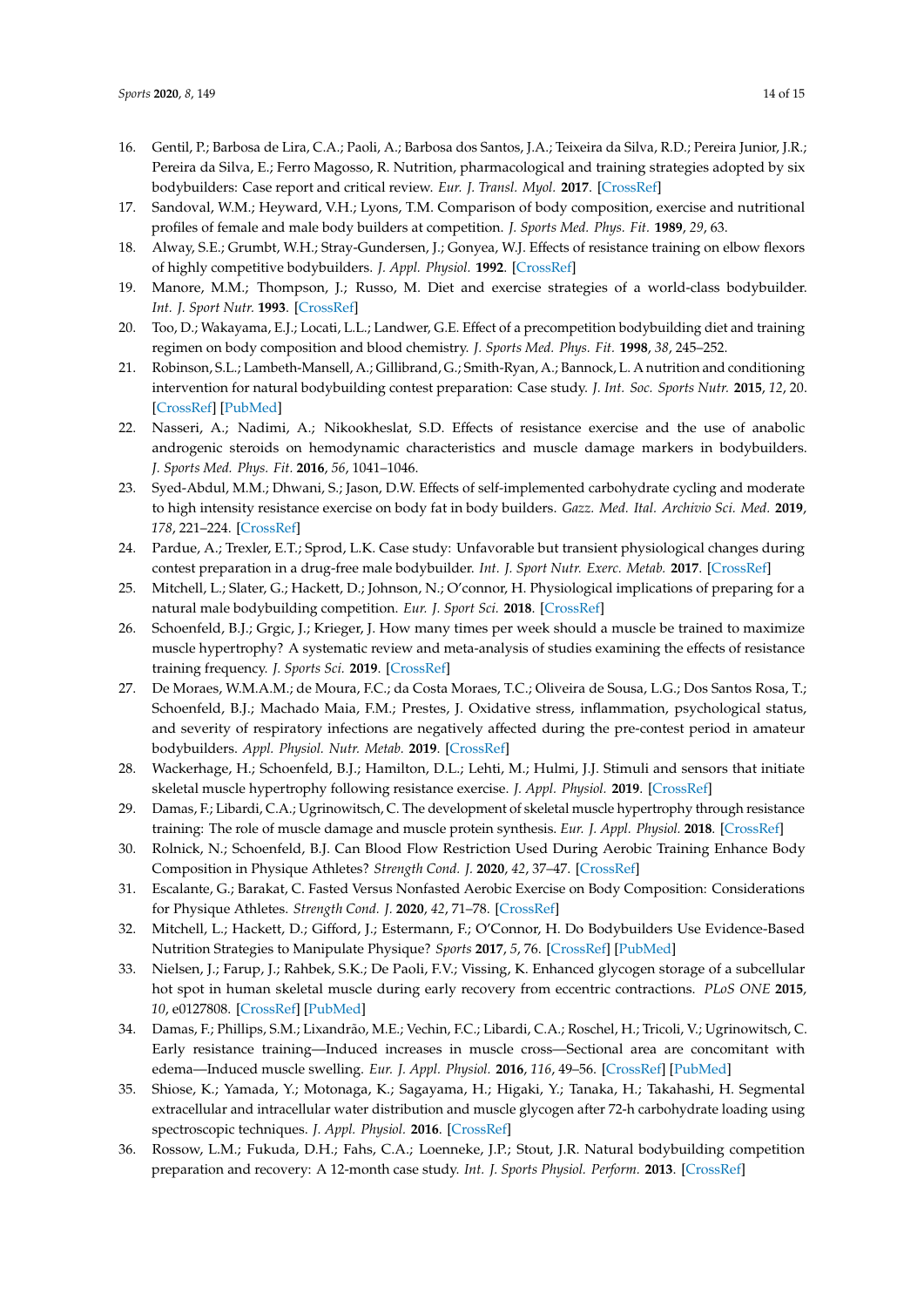16. Gentil, P.; Barbosa de Lira, C.A.; Paoli, A.; Barbosa dos Santos, J.A.; Teixeira da Silva, R.D.; Pereira Junior, J.R.; Pereira da Silva, E.; Ferro Magosso, R. Nutrition, pharmacological and training strategies adopted by six bodybuilders: Case report and critical review. *Eur. J. Transl. Myol.* **2017**. [CrossRef]
17. Sandoval, W.M.; Heyward, V.H.; Lyons, T.M. Comparison of body composition, exercise and nutritional profiles of female and male body builders at competition. *J. Sports Med. Phys. Fit.* **1989**, *29*, 63.
18. Alway, S.E.; Grumbt, W.H.; Stray-Gundersen, J.; Gonyea, W.J. Effects of resistance training on elbow flexors of highly competitive bodybuilders. *J. Appl. Physiol.* **1992**. [CrossRef]
19. Manore, M.M.; Thompson, J.; Russo, M. Diet and exercise strategies of a world-class bodybuilder. *Int. J. Sport Nutr.* **1993**. [CrossRef]
20. Too, D.; Wakayama, E.J.; Locati, L.L.; Landwer, G.E. Effect of a precompetition bodybuilding diet and training regimen on body composition and blood chemistry. *J. Sports Med. Phys. Fit.* **1998**, *38*, 245–252.
21. Robinson, S.L.; Lambeth-Mansell, A.; Gillibrand, G.; Smith-Ryan, A.; Bannock, L. A nutrition and conditioning intervention for natural bodybuilding contest preparation: Case study. *J. Int. Soc. Sports Nutr.* **2015**, *12*, 20. [CrossRef] [PubMed]
22. Nasseri, A.; Nadimi, A.; Nikookheslat, S.D. Effects of resistance exercise and the use of anabolic androgenic steroids on hemodynamic characteristics and muscle damage markers in bodybuilders. *J. Sports Med. Phys. Fit.* **2016**, *56*, 1041–1046.
23. Syed-Abdul, M.M.; Dhwani, S.; Jason, D.W. Effects of self-implemented carbohydrate cycling and moderate to high intensity resistance exercise on body fat in body builders. *Gazz. Med. Ital. Archivio Sci. Med.* **2019**, *178*, 221–224. [CrossRef]
24. Pardue, A.; Trexler, E.T.; Sprod, L.K. Case study: Unfavorable but transient physiological changes during contest preparation in a drug-free male bodybuilder. *Int. J. Sport Nutr. Exerc. Metab.* **2017**. [CrossRef]
25. Mitchell, L.; Slater, G.; Hackett, D.; Johnson, N.; O'connor, H. Physiological implications of preparing for a natural male bodybuilding competition. *Eur. J. Sport Sci.* **2018**. [CrossRef]
26. Schoenfeld, B.J.; Grgic, J.; Krieger, J. How many times per week should a muscle be trained to maximize muscle hypertrophy? A systematic review and meta-analysis of studies examining the effects of resistance training frequency. *J. Sports Sci.* **2019**. [CrossRef]
27. De Moraes, W.M.A.M.; de Moura, F.C.; da Costa Moraes, T.C.; Oliveira de Sousa, L.G.; Dos Santos Rosa, T.; Schoenfeld, B.J.; Machado Maia, F.M.; Prestes, J. Oxidative stress, inflammation, psychological status, and severity of respiratory infections are negatively affected during the pre-contest period in amateur bodybuilders. *Appl. Physiol. Nutr. Metab.* **2019**. [CrossRef]
28. Wackerhage, H.; Schoenfeld, B.J.; Hamilton, D.L.; Lehti, M.; Hulmi, J.J. Stimuli and sensors that initiate skeletal muscle hypertrophy following resistance exercise. *J. Appl. Physiol.* **2019**. [CrossRef]
29. Damas, F.; Libardi, C.A.; Ugrinowitsch, C. The development of skeletal muscle hypertrophy through resistance training: The role of muscle damage and muscle protein synthesis. *Eur. J. Appl. Physiol.* **2018**. [CrossRef]
30. Rolnick, N.; Schoenfeld, B.J. Can Blood Flow Restriction Used During Aerobic Training Enhance Body Composition in Physique Athletes? *Strength Cond. J.* **2020**, *42*, 37–47. [CrossRef]
31. Escalante, G.; Barakat, C. Fasted Versus Nonfasted Aerobic Exercise on Body Composition: Considerations for Physique Athletes. *Strength Cond. J.* **2020**, *42*, 71–78. [CrossRef]
32. Mitchell, L.; Hackett, D.; Gifford, J.; Estermann, F.; O'Connor, H. Do Bodybuilders Use Evidence-Based Nutrition Strategies to Manipulate Physique? *Sports* **2017**, *5*, 76. [CrossRef] [PubMed]
33. Nielsen, J.; Farup, J.; Rahbek, S.K.; De Paoli, F.V.; Vissing, K. Enhanced glycogen storage of a subcellular hot spot in human skeletal muscle during early recovery from eccentric contractions. *PLoS ONE* **2015**, *10*, e0127808. [CrossRef] [PubMed]
34. Damas, F.; Phillips, S.M.; Lixandrão, M.E.; Vechin, F.C.; Libardi, C.A.; Roschel, H.; Tricoli, V.; Ugrinowitsch, C. Early resistance training—Induced increases in muscle cross—Sectional area are concomitant with edema—Induced muscle swelling. *Eur. J. Appl. Physiol.* **2016**, *116*, 49–56. [CrossRef] [PubMed]
35. Shiose, K.; Yamada, Y.; Motonaga, K.; Sagayama, H.; Higaki, Y.; Tanaka, H.; Takahashi, H. Segmental extracellular and intracellular water distribution and muscle glycogen after 72-h carbohydrate loading using spectroscopic techniques. *J. Appl. Physiol.* **2016**. [CrossRef]
36. Rossow, L.M.; Fukuda, D.H.; Fahs, C.A.; Loenneke, J.P.; Stout, J.R. Natural bodybuilding competition preparation and recovery: A 12-month case study. *Int. J. Sports Physiol. Perform.* **2013**. [CrossRef]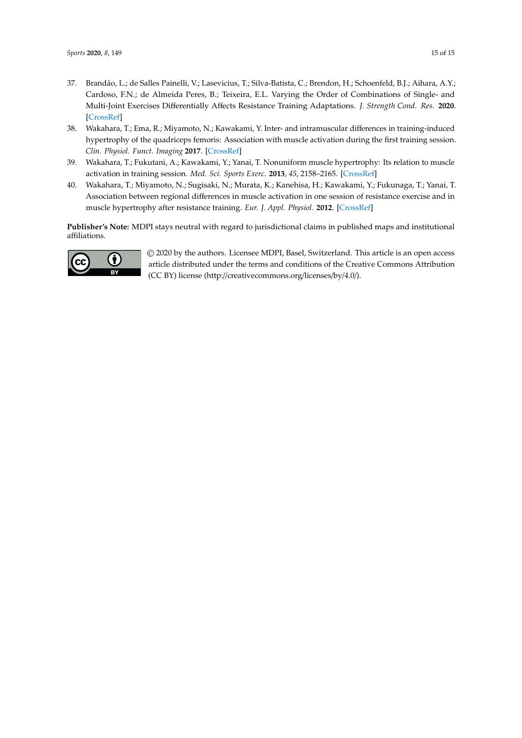37. Brandão, L.; de Salles Painelli, V.; Lasevicius, T.; Silva-Batista, C.; Brendon, H.; Schoenfeld, B.J.; Aihara, A.Y.; Cardoso, F.N.; de Almeida Peres, B.; Teixeira, E.L. Varying the Order of Combinations of Single- and Multi-Joint Exercises Differentially Affects Resistance Training Adaptations. *J. Strength Cond. Res.* **2020**. [CrossRef]
38. Wakahara, T.; Ema, R.; Miyamoto, N.; Kawakami, Y. Inter- and intramuscular differences in training-induced hypertrophy of the quadriceps femoris: Association with muscle activation during the first training session. *Clin. Physiol. Funct. Imaging* **2017**. [CrossRef]
39. Wakahara, T.; Fukutani, A.; Kawakami, Y.; Yanai, T. Nonuniform muscle hypertrophy: Its relation to muscle activation in training session. *Med. Sci. Sports Exerc.* **2013**, *45*, 2158–2165. [CrossRef]
40. Wakahara, T.; Miyamoto, N.; Sugisaki, N.; Murata, K.; Kanehisa, H.; Kawakami, Y.; Fukunaga, T.; Yanai, T. Association between regional differences in muscle activation in one session of resistance exercise and in muscle hypertrophy after resistance training. *Eur. J. Appl. Physiol.* **2012**. [CrossRef]

**Publisher's Note:** MDPI stays neutral with regard to jurisdictional claims in published maps and institutional affiliations.

© 2020 by the authors. Licensee MDPI, Basel, Switzerland. This article is an open access article distributed under the terms and conditions of the Creative Commons Attribution (CC BY) license (http://creativecommons.org/licenses/by/4.0/).